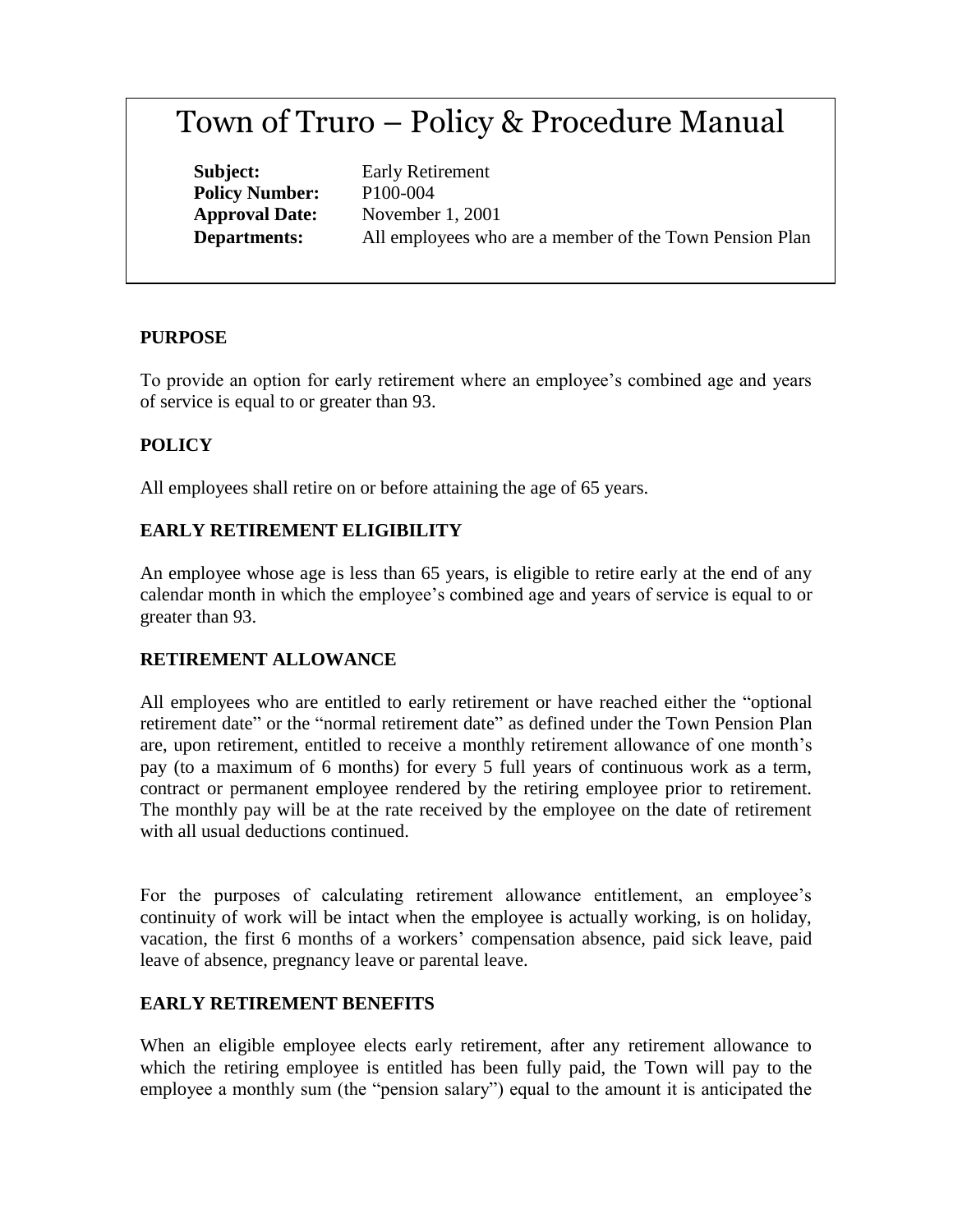# Town of Truro – Policy & Procedure Manual

**Subject:** Early Retirement
**Policy Number:** P100-004
**Approval Date:** November 1, 2001
**Departments:** All employees who are a member of the Town Pension Plan

## PURPOSE

To provide an option for early retirement where an employee's combined age and years of service is equal to or greater than 93.

## POLICY

All employees shall retire on or before attaining the age of 65 years.

## EARLY RETIREMENT ELIGIBILITY

An employee whose age is less than 65 years, is eligible to retire early at the end of any calendar month in which the employee's combined age and years of service is equal to or greater than 93.

## RETIREMENT ALLOWANCE

All employees who are entitled to early retirement or have reached either the "optional retirement date" or the "normal retirement date" as defined under the Town Pension Plan are, upon retirement, entitled to receive a monthly retirement allowance of one month's pay (to a maximum of 6 months) for every 5 full years of continuous work as a term, contract or permanent employee rendered by the retiring employee prior to retirement. The monthly pay will be at the rate received by the employee on the date of retirement with all usual deductions continued.

For the purposes of calculating retirement allowance entitlement, an employee's continuity of work will be intact when the employee is actually working, is on holiday, vacation, the first 6 months of a workers' compensation absence, paid sick leave, paid leave of absence, pregnancy leave or parental leave.

## EARLY RETIREMENT BENEFITS

When an eligible employee elects early retirement, after any retirement allowance to which the retiring employee is entitled has been fully paid, the Town will pay to the employee a monthly sum (the "pension salary") equal to the amount it is anticipated the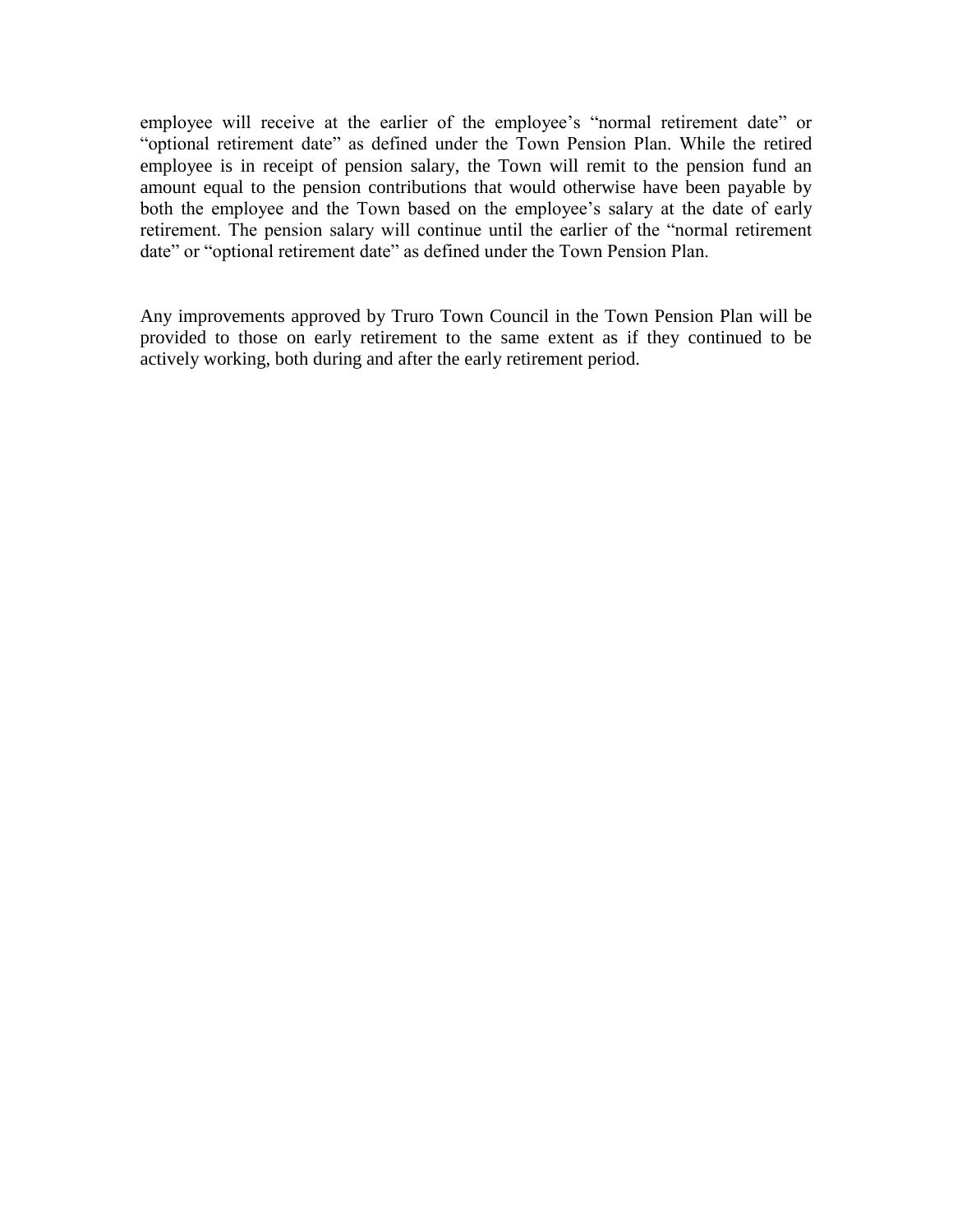employee will receive at the earlier of the employee's "normal retirement date" or "optional retirement date" as defined under the Town Pension Plan. While the retired employee is in receipt of pension salary, the Town will remit to the pension fund an amount equal to the pension contributions that would otherwise have been payable by both the employee and the Town based on the employee's salary at the date of early retirement. The pension salary will continue until the earlier of the "normal retirement date" or "optional retirement date" as defined under the Town Pension Plan.

Any improvements approved by Truro Town Council in the Town Pension Plan will be provided to those on early retirement to the same extent as if they continued to be actively working, both during and after the early retirement period.